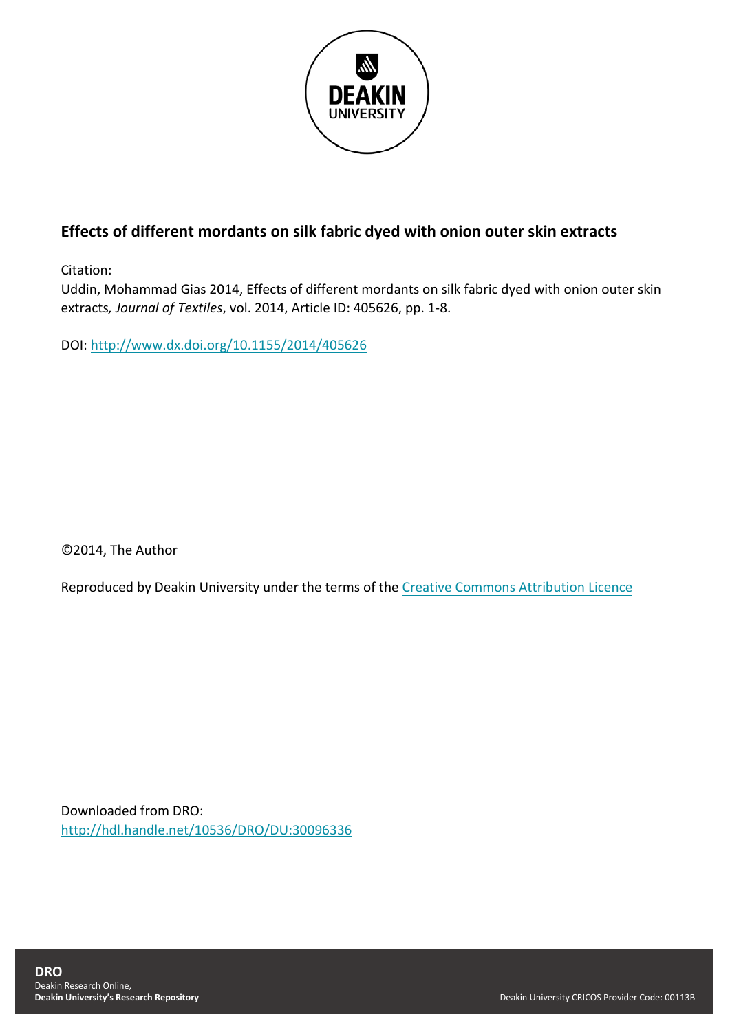**Effects of different mordants on silk fabric dyed with onion outer skin extracts**

Citation:
Uddin, Mohammad Gias 2014, Effects of different mordants on silk fabric dyed with onion outer skin extracts*, Journal of Textiles*, vol. 2014, Article ID: 405626, pp. 1-8.

DOI: http://www.dx.doi.org/10.1155/2014/405626

©2014, The Author

Reproduced by Deakin University under the terms of the Creative Commons Attribution Licence

Downloaded from DRO:
http://hdl.handle.net/10536/DRO/DU:30096336

**DRO**
Deakin Research Online,
**Deakin University's Research Repository**

Deakin University CRICOS Provider Code: 00113B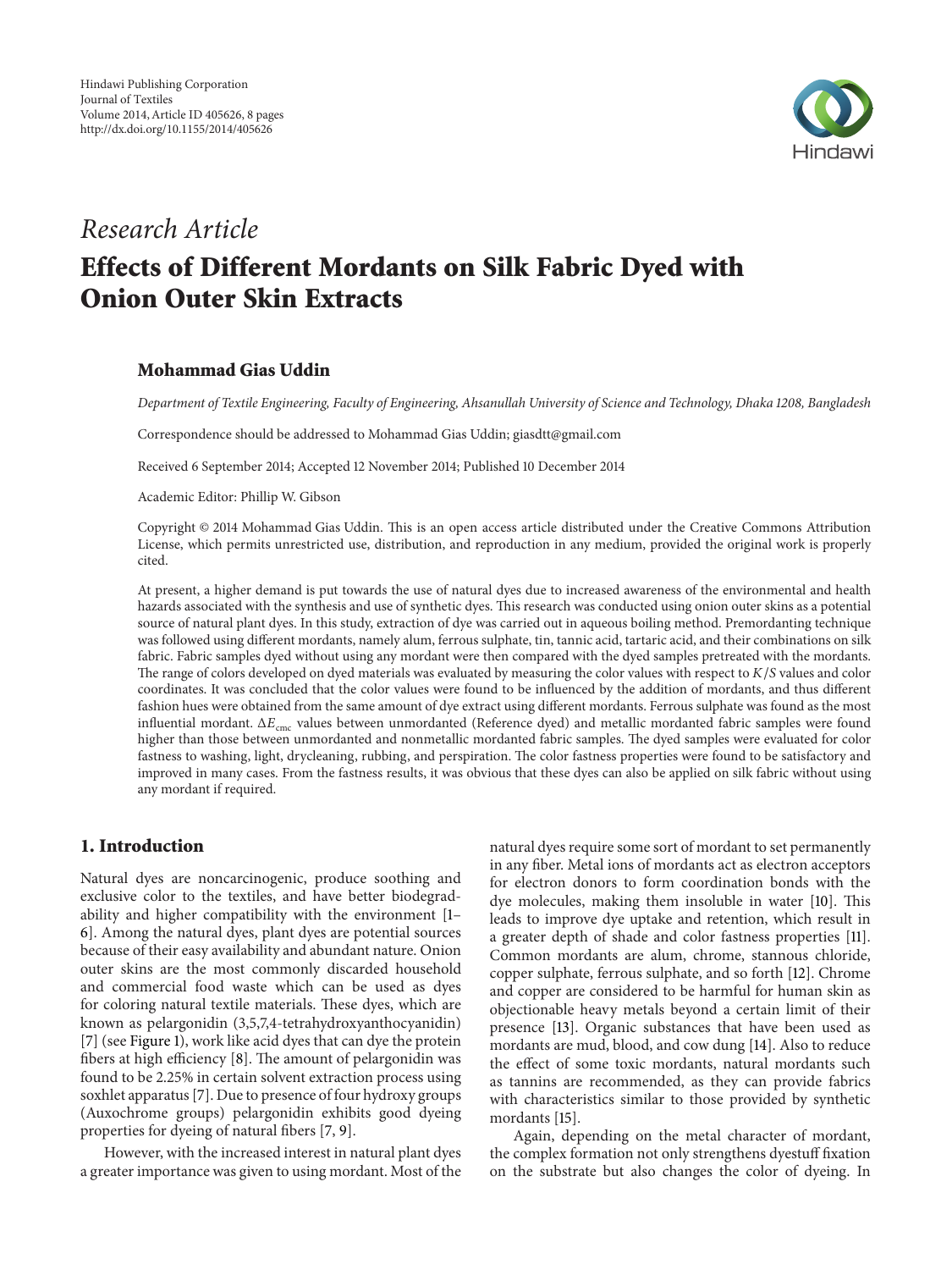# Research Article

# Effects of Different Mordants on Silk Fabric Dyed with Onion Outer Skin Extracts

**Mohammad Gias Uddin**

*Department of Textile Engineering, Faculty of Engineering, Ahsanullah University of Science and Technology, Dhaka 1208, Bangladesh*

Correspondence should be addressed to Mohammad Gias Uddin; giasdtt@gmail.com

Received 6 September 2014; Accepted 12 November 2014; Published 10 December 2014

Academic Editor: Phillip W. Gibson

Copyright © 2014 Mohammad Gias Uddin. This is an open access article distributed under the Creative Commons Attribution License, which permits unrestricted use, distribution, and reproduction in any medium, provided the original work is properly cited.

At present, a higher demand is put towards the use of natural dyes due to increased awareness of the environmental and health hazards associated with the synthesis and use of synthetic dyes. This research was conducted using onion outer skins as a potential source of natural plant dyes. In this study, extraction of dye was carried out in aqueous boiling method. Premordanting technique was followed using different mordants, namely alum, ferrous sulphate, tin, tannic acid, tartaric acid, and their combinations on silk fabric. Fabric samples dyed without using any mordant were then compared with the dyed samples pretreated with the mordants. The range of colors developed on dyed materials was evaluated by measuring the color values with respect to $K/S$ values and color coordinates. It was concluded that the color values were found to be influenced by the addition of mordants, and thus different fashion hues were obtained from the same amount of dye extract using different mordants. Ferrous sulphate was found as the most influential mordant. $\Delta E_{cmc}$ values between unmordanted (Reference dyed) and metallic mordanted fabric samples were found higher than those between unmordanted and nonmetallic mordanted fabric samples. The dyed samples were evaluated for color fastness to washing, light, drycleaning, rubbing, and perspiration. The color fastness properties were found to be satisfactory and improved in many cases. From the fastness results, it was obvious that these dyes can also be applied on silk fabric without using any mordant if required.

## 1. Introduction

Natural dyes are noncarcinogenic, produce soothing and exclusive color to the textiles, and have better biodegradability and higher compatibility with the environment [1–6]. Among the natural dyes, plant dyes are potential sources because of their easy availability and abundant nature. Onion outer skins are the most commonly discarded household and commercial food waste which can be used as dyes for coloring natural textile materials. These dyes, which are known as pelargonidin (3,5,7,4-tetrahydroxyanthocyanidin) [7] (see Figure 1), work like acid dyes that can dye the protein fibers at high efficiency [8]. The amount of pelargonidin was found to be 2.25% in certain solvent extraction process using soxhlet apparatus [7]. Due to presence of four hydroxy groups (Auxochrome groups) pelargonidin exhibits good dyeing properties for dyeing of natural fibers [7, 9].

However, with the increased interest in natural plant dyes a greater importance was given to using mordant. Most of the natural dyes require some sort of mordant to set permanently in any fiber. Metal ions of mordants act as electron acceptors for electron donors to form coordination bonds with the dye molecules, making them insoluble in water [10]. This leads to improve dye uptake and retention, which result in a greater depth of shade and color fastness properties [11]. Common mordants are alum, chrome, stannous chloride, copper sulphate, ferrous sulphate, and so forth [12]. Chrome and copper are considered to be harmful for human skin as objectionable heavy metals beyond a certain limit of their presence [13]. Organic substances that have been used as mordants are mud, blood, and cow dung [14]. Also to reduce the effect of some toxic mordants, natural mordants such as tannins are recommended, as they can provide fabrics with characteristics similar to those provided by synthetic mordants [15].

Again, depending on the metal character of mordant, the complex formation not only strengthens dyestuff fixation on the substrate but also changes the color of dyeing. In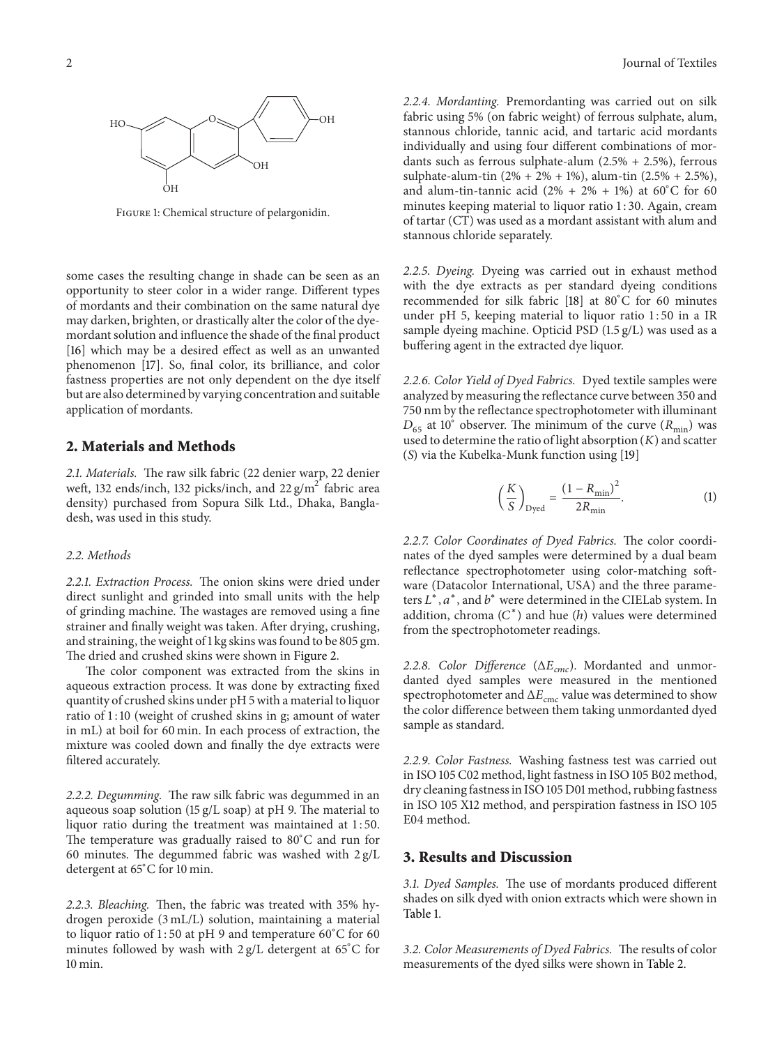Figure 1: Chemical structure of pelargonidin.

some cases the resulting change in shade can be seen as an opportunity to steer color in a wider range. Different types of mordants and their combination on the same natural dye may darken, brighten, or drastically alter the color of the dye-mordant solution and influence the shade of the final product [16] which may be a desired effect as well as an unwanted phenomenon [17]. So, final color, its brilliance, and color fastness properties are not only dependent on the dye itself but are also determined by varying concentration and suitable application of mordants.

## 2. Materials and Methods

*2.1. Materials.* The raw silk fabric (22 denier warp, 22 denier weft, 132 ends/inch, 132 picks/inch, and 22 g/m$^2$ fabric area density) purchased from Sopura Silk Ltd., Dhaka, Bangladesh, was used in this study.

### *2.2. Methods*

*2.2.1. Extraction Process.* The onion skins were dried under direct sunlight and grinded into small units with the help of grinding machine. The wastages are removed using a fine strainer and finally weight was taken. After drying, crushing, and straining, the weight of 1 kg skins was found to be 805 gm. The dried and crushed skins were shown in Figure 2.

The color component was extracted from the skins in aqueous extraction process. It was done by extracting fixed quantity of crushed skins under pH 5 with a material to liquor ratio of 1 : 10 (weight of crushed skins in g; amount of water in mL) at boil for 60 min. In each process of extraction, the mixture was cooled down and finally the dye extracts were filtered accurately.

*2.2.2. Degumming.* The raw silk fabric was degummed in an aqueous soap solution (15 g/L soap) at pH 9. The material to liquor ratio during the treatment was maintained at 1 : 50. The temperature was gradually raised to 80°C and run for 60 minutes. The degummed fabric was washed with 2 g/L detergent at 65°C for 10 min.

*2.2.3. Bleaching.* Then, the fabric was treated with 35% hydrogen peroxide (3 mL/L) solution, maintaining a material to liquor ratio of 1 : 50 at pH 9 and temperature 60°C for 60 minutes followed by wash with 2 g/L detergent at 65°C for 10 min.

*2.2.4. Mordanting.* Premordanting was carried out on silk fabric using 5% (on fabric weight) of ferrous sulphate, alum, stannous chloride, tannic acid, and tartaric acid mordants individually and using four different combinations of mordants such as ferrous sulphate-alum (2.5% + 2.5%), ferrous sulphate-alum-tin (2% + 2% + 1%), alum-tin (2.5% + 2.5%), and alum-tin-tannic acid (2% + 2% + 1%) at 60°C for 60 minutes keeping material to liquor ratio 1 : 30. Again, cream of tartar (CT) was used as a mordant assistant with alum and stannous chloride separately.

*2.2.5. Dyeing.* Dyeing was carried out in exhaust method with the dye extracts as per standard dyeing conditions recommended for silk fabric [18] at 80°C for 60 minutes under pH 5, keeping material to liquor ratio 1 : 50 in a IR sample dyeing machine. Opticid PSD (1.5 g/L) was used as a buffering agent in the extracted dye liquor.

*2.2.6. Color Yield of Dyed Fabrics.* Dyed textile samples were analyzed by measuring the reflectance curve between 350 and 750 nm by the reflectance spectrophotometer with illuminant $D_{65}$ at 10° observer. The minimum of the curve ($R_{\min}$) was used to determine the ratio of light absorption ($K$) and scatter ($S$) via the Kubelka-Munk function using [19]

$$\left(\frac{K}{S}\right)_{\text{Dyed}} = \frac{(1 - R_{\min})^2}{2R_{\min}}. \tag{1}$$

*2.2.7. Color Coordinates of Dyed Fabrics.* The color coordinates of the dyed samples were determined by a dual beam reflectance spectrophotometer using color-matching software (Datacolor International, USA) and the three parameters $L^*$, $a^*$, and $b^*$ were determined in the CIELab system. In addition, chroma ($C^*$) and hue ($h$) values were determined from the spectrophotometer readings.

*2.2.8. Color Difference ($\Delta E_{cmc}$).* Mordanted and unmordanted dyed samples were measured in the mentioned spectrophotometer and $\Delta E_{\text{cmc}}$ value was determined to show the color difference between them taking unmordanted dyed sample as standard.

*2.2.9. Color Fastness.* Washing fastness test was carried out in ISO 105 C02 method, light fastness in ISO 105 B02 method, dry cleaning fastness in ISO 105 D01 method, rubbing fastness in ISO 105 X12 method, and perspiration fastness in ISO 105 E04 method.

## 3. Results and Discussion

*3.1. Dyed Samples.* The use of mordants produced different shades on silk dyed with onion extracts which were shown in Table 1.

*3.2. Color Measurements of Dyed Fabrics.* The results of color measurements of the dyed silks were shown in Table 2.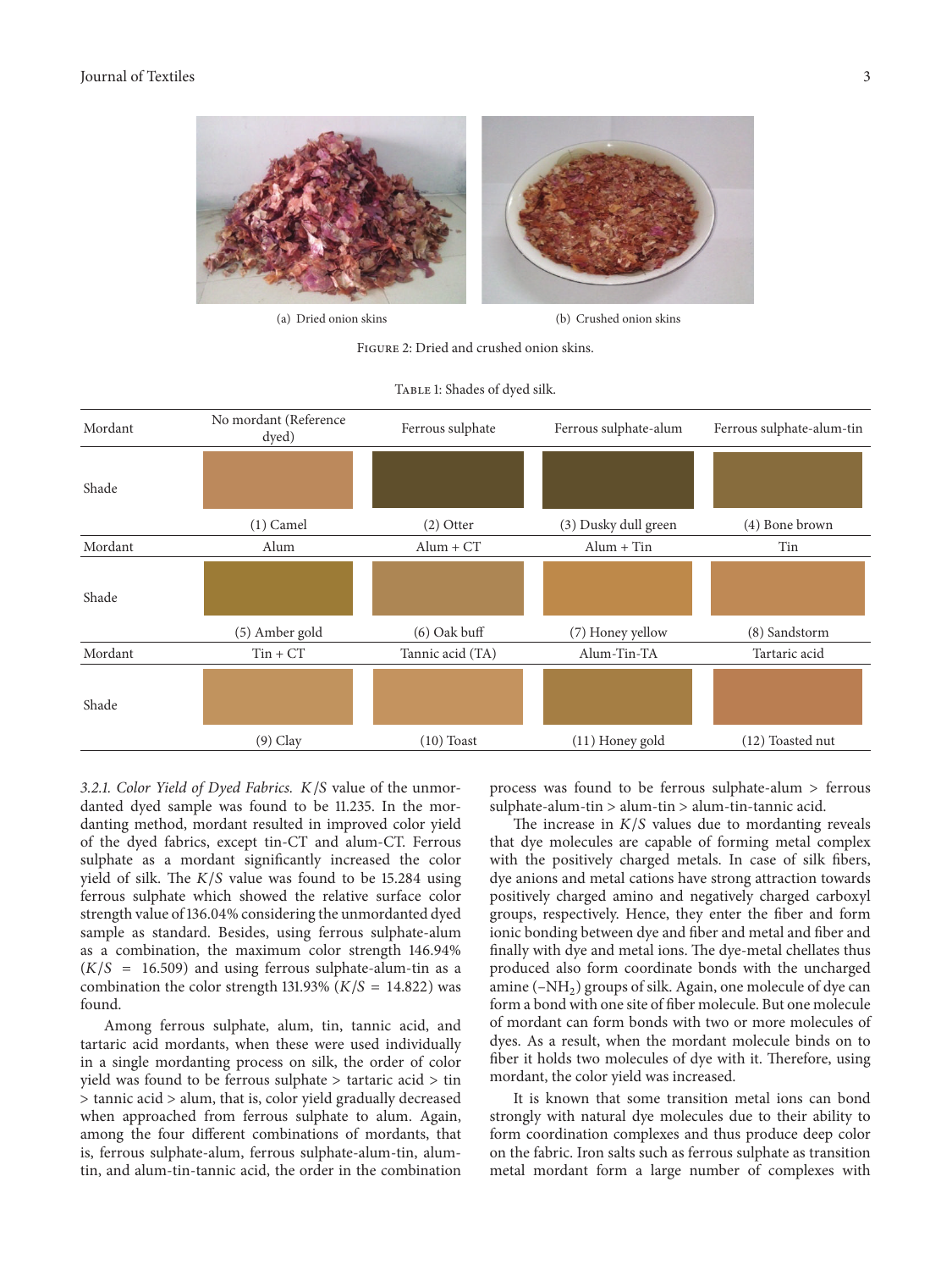(a) Dried onion skins

(b) Crushed onion skins

Figure 2: Dried and crushed onion skins.

Table 1: Shades of dyed silk.

| Mordant | No mordant (Reference dyed) | Ferrous sulphate | Ferrous sulphate-alum | Ferrous sulphate-alum-tin |
|---|---|---|---|---|
| Shade | (1) Camel | (2) Otter | (3) Dusky dull green | (4) Bone brown |
| Mordant | Alum | Alum + CT | Alum + Tin | Tin |
| Shade | (5) Amber gold | (6) Oak buff | (7) Honey yellow | (8) Sandstorm |
| Mordant | Tin + CT | Tannic acid (TA) | Alum-Tin-TA | Tartaric acid |
| Shade | (9) Clay | (10) Toast | (11) Honey gold | (12) Toasted nut |

*3.2.1. Color Yield of Dyed Fabrics.* $K/S$ value of the unmordanted dyed sample was found to be 11.235. In the mordanting method, mordant resulted in improved color yield of the dyed fabrics, except tin-CT and alum-CT. Ferrous sulphate as a mordant significantly increased the color yield of silk. The $K/S$ value was found to be 15.284 using ferrous sulphate which showed the relative surface color strength value of 136.04% considering the unmordanted dyed sample as standard. Besides, using ferrous sulphate-alum as a combination, the maximum color strength 146.94% ($K/S$ = 16.509) and using ferrous sulphate-alum-tin as a combination the color strength 131.93% ($K/S$ = 14.822) was found.

Among ferrous sulphate, alum, tin, tannic acid, and tartaric acid mordants, when these were used individually in a single mordanting process on silk, the order of color yield was found to be ferrous sulphate > tartaric acid > tin > tannic acid > alum, that is, color yield gradually decreased when approached from ferrous sulphate to alum. Again, among the four different combinations of mordants, that is, ferrous sulphate-alum, ferrous sulphate-alum-tin, alum-tin, and alum-tin-tannic acid, the order in the combination process was found to be ferrous sulphate-alum > ferrous sulphate-alum-tin > alum-tin > alum-tin-tannic acid.

The increase in $K/S$ values due to mordanting reveals that dye molecules are capable of forming metal complex with the positively charged metals. In case of silk fibers, dye anions and metal cations have strong attraction towards positively charged amino and negatively charged carboxyl groups, respectively. Hence, they enter the fiber and form ionic bonding between dye and fiber and metal and fiber and finally with dye and metal ions. The dye-metal chellates thus produced also form coordinate bonds with the uncharged amine ($-NH_2$) groups of silk. Again, one molecule of dye can form a bond with one site of fiber molecule. But one molecule of mordant can form bonds with two or more molecules of dyes. As a result, when the mordant molecule binds on to fiber it holds two molecules of dye with it. Therefore, using mordant, the color yield was increased.

It is known that some transition metal ions can bond strongly with natural dye molecules due to their ability to form coordination complexes and thus produce deep color on the fabric. Iron salts such as ferrous sulphate as transition metal mordant form a large number of complexes with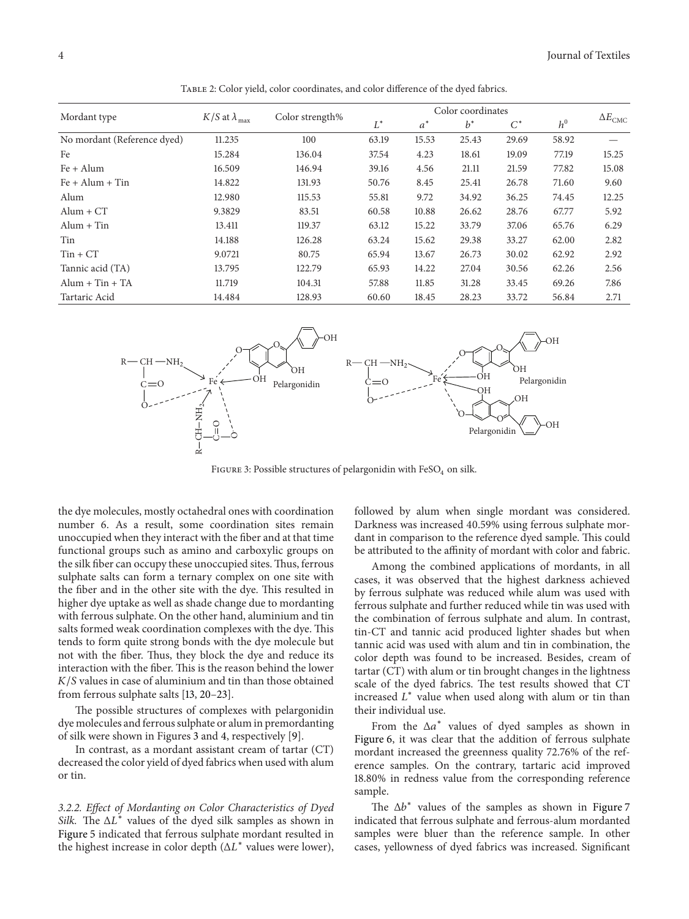Table 2: Color yield, color coordinates, and color difference of the dyed fabrics.

| Mordant type | $K/S$ at $\lambda_{max}$ | Color strength% | Color coordinates | | | | | $\Delta E_{CMC}$ |
|---|---|---|---|---|---|---|---|---|
| | | | $L^*$ | $a^*$ | $b^*$ | $C^*$ | $h^0$ | |
| No mordant (Reference dyed) | 11.235 | 100 | 63.19 | 15.53 | 25.43 | 29.69 | 58.92 | — |
| Fe | 15.284 | 136.04 | 37.54 | 4.23 | 18.61 | 19.09 | 77.19 | 15.25 |
| Fe + Alum | 16.509 | 146.94 | 39.16 | 4.56 | 21.11 | 21.59 | 77.82 | 15.08 |
| Fe + Alum + Tin | 14.822 | 131.93 | 50.76 | 8.45 | 25.41 | 26.78 | 71.60 | 9.60 |
| Alum | 12.980 | 115.53 | 55.81 | 9.72 | 34.92 | 36.25 | 74.45 | 12.25 |
| Alum + CT | 9.3829 | 83.51 | 60.58 | 10.88 | 26.62 | 28.76 | 67.77 | 5.92 |
| Alum + Tin | 13.411 | 119.37 | 63.12 | 15.22 | 33.79 | 37.06 | 65.76 | 6.29 |
| Tin | 14.188 | 126.28 | 63.24 | 15.62 | 29.38 | 33.27 | 62.00 | 2.82 |
| Tin + CT | 9.0721 | 80.75 | 65.94 | 13.67 | 26.73 | 30.02 | 62.92 | 2.92 |
| Tannic acid (TA) | 13.795 | 122.79 | 65.93 | 14.22 | 27.04 | 30.56 | 62.26 | 2.56 |
| Alum + Tin + TA | 11.719 | 104.31 | 57.88 | 11.85 | 31.28 | 33.45 | 69.26 | 7.86 |
| Tartaric Acid | 14.484 | 128.93 | 60.60 | 18.45 | 28.23 | 33.72 | 56.84 | 2.71 |

Figure 3: Possible structures of pelargonidin with $FeSO_4$ on silk.

the dye molecules, mostly octahedral ones with coordination number 6. As a result, some coordination sites remain unoccupied when they interact with the fiber and at that time functional groups such as amino and carboxylic groups on the silk fiber can occupy these unoccupied sites. Thus, ferrous sulphate salts can form a ternary complex on one site with the fiber and in the other site with the dye. This resulted in higher dye uptake as well as shade change due to mordanting with ferrous sulphate. On the other hand, aluminium and tin salts formed weak coordination complexes with the dye. This tends to form quite strong bonds with the dye molecule but not with the fiber. Thus, they block the dye and reduce its interaction with the fiber. This is the reason behind the lower $K/S$ values in case of aluminium and tin than those obtained from ferrous sulphate salts [13, 20–23].

The possible structures of complexes with pelargonidin dye molecules and ferrous sulphate or alum in premordanting of silk were shown in Figures 3 and 4, respectively [9].

In contrast, as a mordant assistant cream of tartar (CT) decreased the color yield of dyed fabrics when used with alum or tin.

*3.2.2. Effect of Mordanting on Color Characteristics of Dyed Silk.* The $\Delta L^*$ values of the dyed silk samples as shown in Figure 5 indicated that ferrous sulphate mordant resulted in the highest increase in color depth ($\Delta L^*$ values were lower), followed by alum when single mordant was considered. Darkness was increased 40.59% using ferrous sulphate mordant in comparison to the reference dyed sample. This could be attributed to the affinity of mordant with color and fabric.

Among the combined applications of mordants, in all cases, it was observed that the highest darkness achieved by ferrous sulphate was reduced while alum was used with ferrous sulphate and further reduced while tin was used with the combination of ferrous sulphate and alum. In contrast, tin-CT and tannic acid produced lighter shades but when tannic acid was used with alum and tin in combination, the color depth was found to be increased. Besides, cream of tartar (CT) with alum or tin brought changes in the lightness scale of the dyed fabrics. The test results showed that CT increased $L^*$ value when used along with alum or tin than their individual use.

From the $\Delta a^*$ values of dyed samples as shown in Figure 6, it was clear that the addition of ferrous sulphate mordant increased the greenness quality 72.76% of the reference samples. On the contrary, tartaric acid improved 18.80% in redness value from the corresponding reference sample.

The $\Delta b^*$ values of the samples as shown in Figure 7 indicated that ferrous sulphate and ferrous-alum mordanted samples were bluer than the reference sample. In other cases, yellowness of dyed fabrics was increased. Significant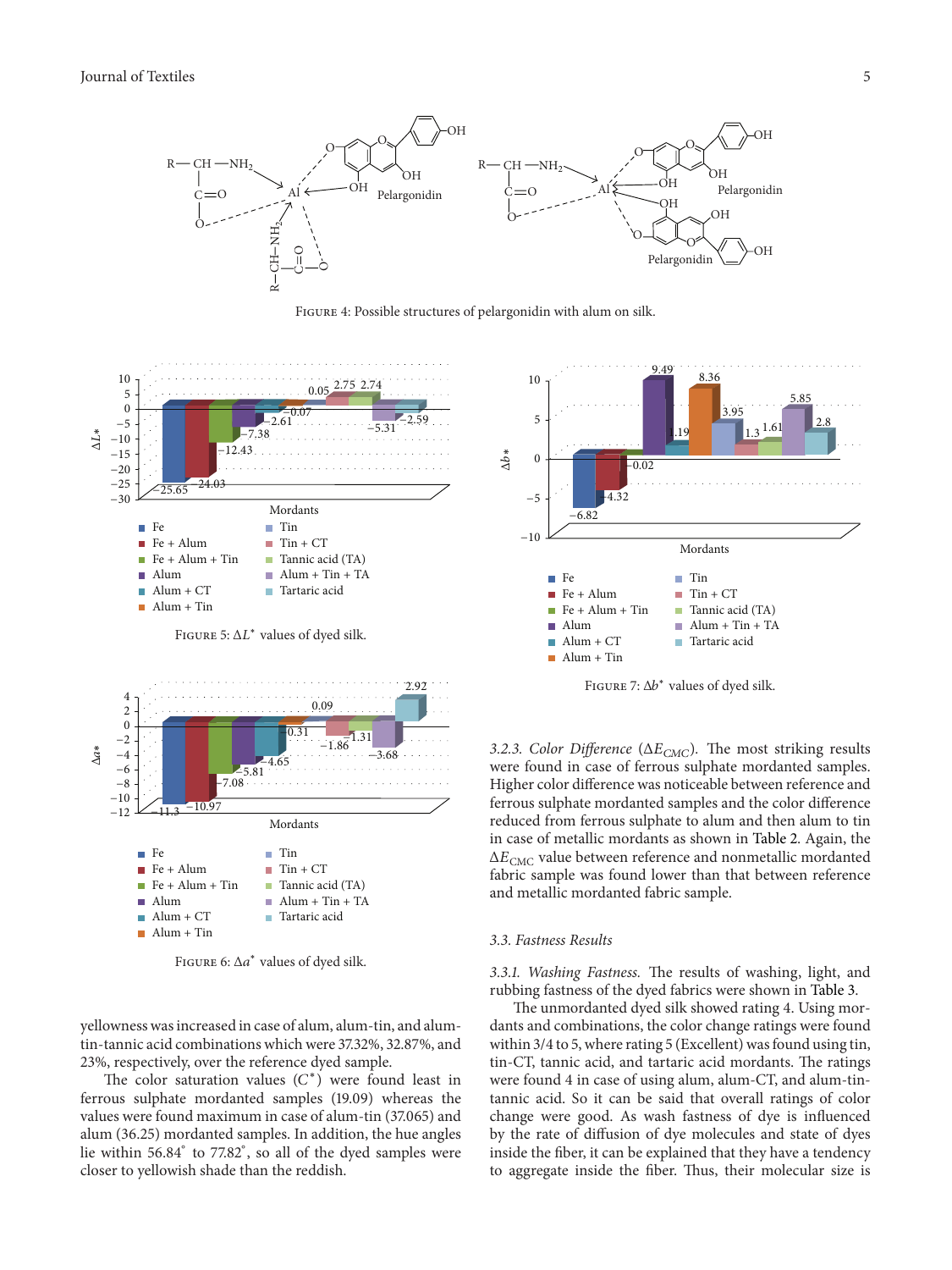R—CH—NH$_2$

C=O

O

Al

OH

Pelargonidin

OH

OH

O

O

R—CH—NH$_2$

C=O

O

R—CH—NH$_2$

C=O

O

Al

OH

Pelargonidin

OH

OH

OH

O

O

OH

Pelargonidin

OH

O

O

Figure 4: Possible structures of pelargonidin with alum on silk.

ΔL*

10
5
0
−5
−10
−15
−20
−25
−30

−25.65 −24.03 −12.43 −7.38 −2.61 −0.07 0.05 2.75 2.74 −5.31 −2.59

Mordants

Fe
Fe + Alum
Fe + Alum + Tin
Alum
Alum + CT
Alum + Tin
Tin
Tin + CT
Tannic acid (TA)
Alum + Tin + TA
Tartaric acid

Figure 5: $\Delta L^*$ values of dyed silk.

Δa*

4
2
0
−2
−4
−6
−8
−10
−12

−11.3 −10.97 −7.08 −5.81 −4.65 −0.31 0.09 −1.86 −1.31 −3.68 2.92

Mordants

Fe
Fe + Alum
Fe + Alum + Tin
Alum
Alum + CT
Alum + Tin
Tin
Tin + CT
Tannic acid (TA)
Alum + Tin + TA
Tartaric acid

Figure 6: $\Delta a^*$ values of dyed silk.

Δb*

10
5
0
−5
−10

−6.82 −4.32 −0.02 9.49 1.19 8.36 3.95 1.3 1.61 5.85 2.8

Mordants

Fe
Fe + Alum
Fe + Alum + Tin
Alum
Alum + CT
Alum + Tin
Tin
Tin + CT
Tannic acid (TA)
Alum + Tin + TA
Tartaric acid

Figure 7: $\Delta b^*$ values of dyed silk.

yellowness was increased in case of alum, alum-tin, and alum-tin-tannic acid combinations which were 37.32%, 32.87%, and 23%, respectively, over the reference dyed sample.

The color saturation values ($C^*$) were found least in ferrous sulphate mordanted samples (19.09) whereas the values were found maximum in case of alum-tin (37.065) and alum (36.25) mordanted samples. In addition, the hue angles lie within 56.84° to 77.82°, so all of the dyed samples were closer to yellowish shade than the reddish.

*3.2.3. Color Difference ($\Delta E_{CMC}$).* The most striking results were found in case of ferrous sulphate mordanted samples. Higher color difference was noticeable between reference and ferrous sulphate mordanted samples and the color difference reduced from ferrous sulphate to alum and then alum to tin in case of metallic mordants as shown in Table 2. Again, the $\Delta E_{CMC}$ value between reference and nonmetallic mordanted fabric sample was found lower than that between reference and metallic mordanted fabric sample.

### 3.3. Fastness Results

*3.3.1. Washing Fastness.* The results of washing, light, and rubbing fastness of the dyed fabrics were shown in Table 3.

The unmordanted dyed silk showed rating 4. Using mordants and combinations, the color change ratings were found within 3/4 to 5, where rating 5 (Excellent) was found using tin, tin-CT, tannic acid, and tartaric acid mordants. The ratings were found 4 in case of using alum, alum-CT, and alum-tin-tannic acid. So it can be said that overall ratings of color change were good. As wash fastness of dye is influenced by the rate of diffusion of dye molecules and state of dyes inside the fiber, it can be explained that they have a tendency to aggregate inside the fiber. Thus, their molecular size is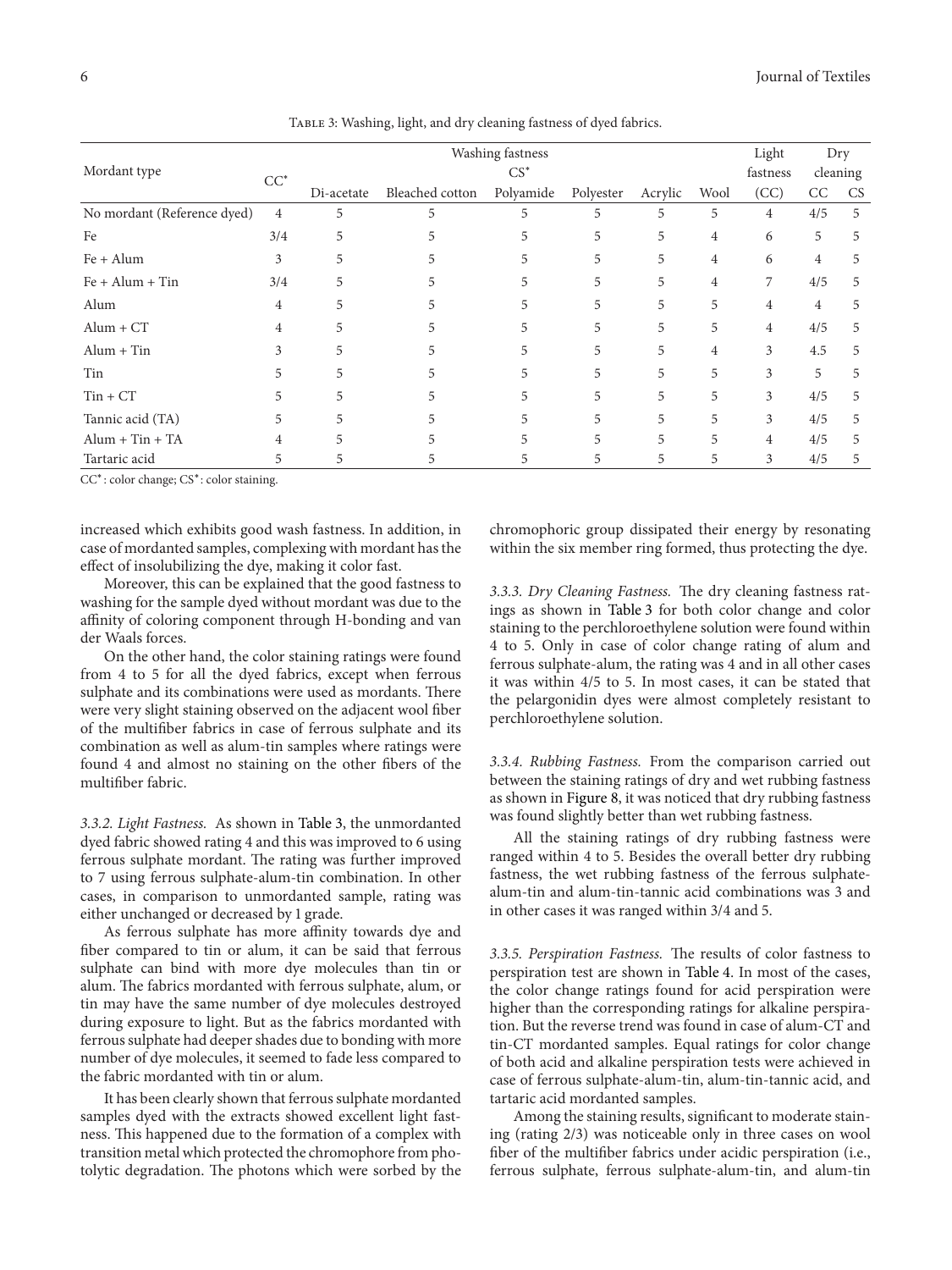Table 3: Washing, light, and dry cleaning fastness of dyed fabrics.

| Mordant type | Washing fastness | | | | | | | Light fastness | Dry cleaning | |
|---|---|---|---|---|---|---|---|---|---|---|
| | CC* | CS* | | | | | | | | |
| | | Di-acetate | Bleached cotton | Polyamide | Polyester | Acrylic | Wool | (CC) | CC | CS |
| No mordant (Reference dyed) | 4 | 5 | 5 | 5 | 5 | 5 | 5 | 4 | 4/5 | 5 |
| Fe | 3/4 | 5 | 5 | 5 | 5 | 5 | 4 | 6 | 5 | 5 |
| Fe + Alum | 3 | 5 | 5 | 5 | 5 | 5 | 4 | 6 | 4 | 5 |
| Fe + Alum + Tin | 3/4 | 5 | 5 | 5 | 5 | 5 | 4 | 7 | 4/5 | 5 |
| Alum | 4 | 5 | 5 | 5 | 5 | 5 | 5 | 4 | 4 | 5 |
| Alum + CT | 4 | 5 | 5 | 5 | 5 | 5 | 5 | 4 | 4/5 | 5 |
| Alum + Tin | 3 | 5 | 5 | 5 | 5 | 5 | 4 | 3 | 4.5 | 5 |
| Tin | 5 | 5 | 5 | 5 | 5 | 5 | 5 | 3 | 5 | 5 |
| Tin + CT | 5 | 5 | 5 | 5 | 5 | 5 | 5 | 3 | 4/5 | 5 |
| Tannic acid (TA) | 5 | 5 | 5 | 5 | 5 | 5 | 5 | 3 | 4/5 | 5 |
| Alum + Tin + TA | 4 | 5 | 5 | 5 | 5 | 5 | 5 | 4 | 4/5 | 5 |
| Tartaric acid | 5 | 5 | 5 | 5 | 5 | 5 | 5 | 3 | 4/5 | 5 |

CC*: color change; CS*: color staining.

increased which exhibits good wash fastness. In addition, in case of mordanted samples, complexing with mordant has the effect of insolubilizing the dye, making it color fast.

Moreover, this can be explained that the good fastness to washing for the sample dyed without mordant was due to the affinity of coloring component through H-bonding and van der Waals forces.

On the other hand, the color staining ratings were found from 4 to 5 for all the dyed fabrics, except when ferrous sulphate and its combinations were used as mordants. There were very slight staining observed on the adjacent wool fiber of the multifiber fabrics in case of ferrous sulphate and its combination as well as alum-tin samples where ratings were found 4 and almost no staining on the other fibers of the multifiber fabric.

*3.3.2. Light Fastness.* As shown in Table 3, the unmordanted dyed fabric showed rating 4 and this was improved to 6 using ferrous sulphate mordant. The rating was further improved to 7 using ferrous sulphate-alum-tin combination. In other cases, in comparison to unmordanted sample, rating was either unchanged or decreased by 1 grade.

As ferrous sulphate has more affinity towards dye and fiber compared to tin or alum, it can be said that ferrous sulphate can bind with more dye molecules than tin or alum. The fabrics mordanted with ferrous sulphate, alum, or tin may have the same number of dye molecules destroyed during exposure to light. But as the fabrics mordanted with ferrous sulphate had deeper shades due to bonding with more number of dye molecules, it seemed to fade less compared to the fabric mordanted with tin or alum.

It has been clearly shown that ferrous sulphate mordanted samples dyed with the extracts showed excellent light fastness. This happened due to the formation of a complex with transition metal which protected the chromophore from photolytic degradation. The photons which were sorbed by the chromophoric group dissipated their energy by resonating within the six member ring formed, thus protecting the dye.

*3.3.3. Dry Cleaning Fastness.* The dry cleaning fastness ratings as shown in Table 3 for both color change and color staining to the perchloroethylene solution were found within 4 to 5. Only in case of color change rating of alum and ferrous sulphate-alum, the rating was 4 and in all other cases it was within 4/5 to 5. In most cases, it can be stated that the pelargonidin dyes were almost completely resistant to perchloroethylene solution.

*3.3.4. Rubbing Fastness.* From the comparison carried out between the staining ratings of dry and wet rubbing fastness as shown in Figure 8, it was noticed that dry rubbing fastness was found slightly better than wet rubbing fastness.

All the staining ratings of dry rubbing fastness were ranged within 4 to 5. Besides the overall better dry rubbing fastness, the wet rubbing fastness of the ferrous sulphate-alum-tin and alum-tin-tannic acid combinations was 3 and in other cases it was ranged within 3/4 and 5.

*3.3.5. Perspiration Fastness.* The results of color fastness to perspiration test are shown in Table 4. In most of the cases, the color change ratings found for acid perspiration were higher than the corresponding ratings for alkaline perspiration. But the reverse trend was found in case of alum-CT and tin-CT mordanted samples. Equal ratings for color change of both acid and alkaline perspiration tests were achieved in case of ferrous sulphate-alum-tin, alum-tin-tannic acid, and tartaric acid mordanted samples.

Among the staining results, significant to moderate staining (rating 2/3) was noticeable only in three cases on wool fiber of the multifiber fabrics under acidic perspiration (i.e., ferrous sulphate, ferrous sulphate-alum-tin, and alum-tin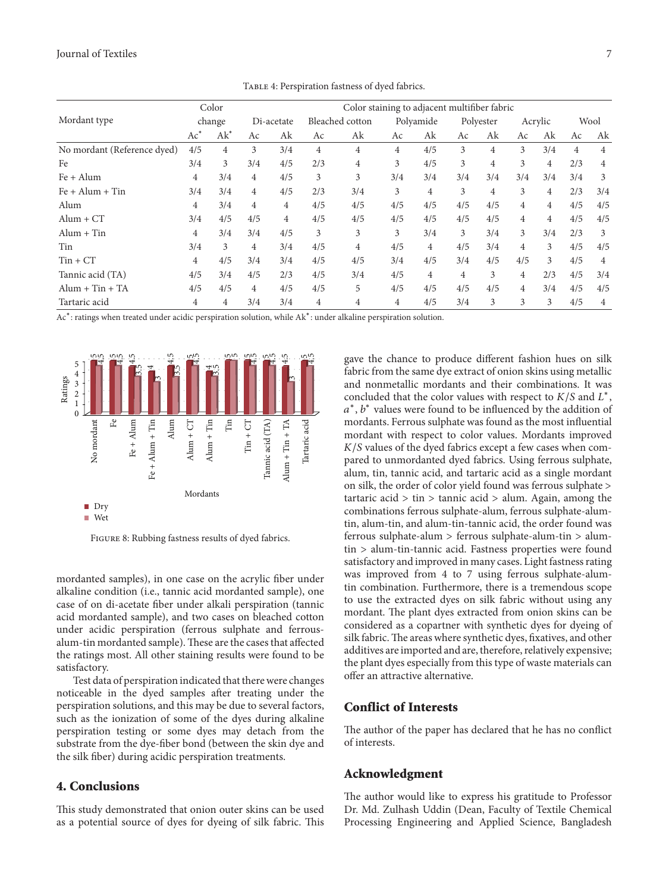Table 4: Perspiration fastness of dyed fabrics.

| Mordant type | Color change | | Color staining to adjacent multifiber fabric | | | | | | | | | | | | | |
|---|---|---|---|---|---|---|---|---|---|---|---|---|---|---|---|---|
| | | | Di-acetate | | Bleached cotton | | Polyamide | | Polyester | | Acrylic | | Wool | |
| | Ac* | Ak* | Ac | Ak | Ac | Ak | Ac | Ak | Ac | Ak | Ac | Ak | Ac | Ak |
| No mordant (Reference dyed) | 4/5 | 4 | 3 | 3/4 | 4 | 4 | 4 | 4/5 | 3 | 4 | 3 | 3/4 | 4 | 4 |
| Fe | 3/4 | 3 | 3/4 | 4/5 | 2/3 | 4 | 3 | 4/5 | 3 | 4 | 3 | 4 | 2/3 | 4 |
| Fe + Alum | 4 | 3/4 | 4 | 4/5 | 3 | 3 | 3/4 | 3/4 | 3/4 | 3/4 | 3/4 | 3/4 | 3/4 | 3 |
| Fe + Alum + Tin | 3/4 | 3/4 | 4 | 4/5 | 2/3 | 3/4 | 3 | 4 | 3 | 4 | 3 | 4 | 2/3 | 3/4 |
| Alum | 4 | 3/4 | 4 | 4 | 4/5 | 4/5 | 4/5 | 4/5 | 4/5 | 4/5 | 4 | 4 | 4/5 | 4/5 |
| Alum + CT | 3/4 | 4/5 | 4/5 | 4 | 4/5 | 4/5 | 4/5 | 4/5 | 4/5 | 4/5 | 4 | 4 | 4/5 | 4/5 |
| Alum + Tin | 4 | 3/4 | 3/4 | 4/5 | 3 | 3 | 3 | 3/4 | 3 | 3/4 | 3 | 3/4 | 2/3 | 3 |
| Tin | 3/4 | 3 | 4 | 3/4 | 4/5 | 4 | 4/5 | 4 | 4/5 | 3/4 | 4 | 3 | 4/5 | 4/5 |
| Tin + CT | 4 | 4/5 | 3/4 | 3/4 | 4/5 | 4/5 | 3/4 | 4/5 | 3/4 | 4/5 | 4/5 | 3 | 4/5 | 4 |
| Tannic acid (TA) | 4/5 | 3/4 | 4/5 | 2/3 | 4/5 | 3/4 | 4/5 | 4 | 4 | 3 | 4 | 2/3 | 4/5 | 3/4 |
| Alum + Tin + TA | 4/5 | 4/5 | 4 | 4/5 | 4/5 | 5 | 4/5 | 4/5 | 4/5 | 4/5 | 4 | 3/4 | 4/5 | 4/5 |
| Tartaric acid | 4 | 4 | 3/4 | 3/4 | 4 | 4 | 4 | 4/5 | 3/4 | 3 | 3 | 3 | 4/5 | 4 |

Ac*: ratings when treated under acidic perspiration solution, while Ak*: under alkaline perspiration solution.

Ratings
5
4
3
2
1
0
No mordant
Fe
Fe + Alum
Fe + Alum + Tin
Alum
Alum + CT
Alum + Tin
Tin
Tin + CT
Tannic acid (TA)
Alum + Tin + TA
Tartaric acid
Mordants
Dry
Wet

Figure 8: Rubbing fastness results of dyed fabrics.

mordanted samples), in one case on the acrylic fiber under alkaline condition (i.e., tannic acid mordanted sample), one case of on di-acetate fiber under alkali perspiration (tannic acid mordanted sample), and two cases on bleached cotton under acidic perspiration (ferrous sulphate and ferrous-alum-tin mordanted sample). These are the cases that affected the ratings most. All other staining results were found to be satisfactory.

Test data of perspiration indicated that there were changes noticeable in the dyed samples after treating under the perspiration solutions, and this may be due to several factors, such as the ionization of some of the dyes during alkaline perspiration testing or some dyes may detach from the substrate from the dye-fiber bond (between the skin dye and the silk fiber) during acidic perspiration treatments.

## 4. Conclusions

This study demonstrated that onion outer skins can be used as a potential source of dyes for dyeing of silk fabric. This gave the chance to produce different fashion hues on silk fabric from the same dye extract of onion skins using metallic and nonmetallic mordants and their combinations. It was concluded that the color values with respect to $K/S$ and $L^*$, $a^*$, $b^*$ values were found to be influenced by the addition of mordants. Ferrous sulphate was found as the most influential mordant with respect to color values. Mordants improved $K/S$ values of the dyed fabrics except a few cases when compared to unmordanted dyed fabrics. Using ferrous sulphate, alum, tin, tannic acid, and tartaric acid as a single mordant on silk, the order of color yield found was ferrous sulphate > tartaric acid > tin > tannic acid > alum. Again, among the combinations ferrous sulphate-alum, ferrous sulphate-alum-tin, alum-tin, and alum-tin-tannic acid, the order found was ferrous sulphate-alum > ferrous sulphate-alum-tin > alum-tin > alum-tin-tannic acid. Fastness properties were found satisfactory and improved in many cases. Light fastness rating was improved from 4 to 7 using ferrous sulphate-alum-tin combination. Furthermore, there is a tremendous scope to use the extracted dyes on silk fabric without using any mordant. The plant dyes extracted from onion skins can be considered as a copartner with synthetic dyes for dyeing of silk fabric. The areas where synthetic dyes, fixatives, and other additives are imported and are, therefore, relatively expensive; the plant dyes especially from this type of waste materials can offer an attractive alternative.

## Conflict of Interests

The author of the paper has declared that he has no conflict of interests.

## Acknowledgment

The author would like to express his gratitude to Professor Dr. Md. Zulhash Uddin (Dean, Faculty of Textile Chemical Processing Engineering and Applied Science, Bangladesh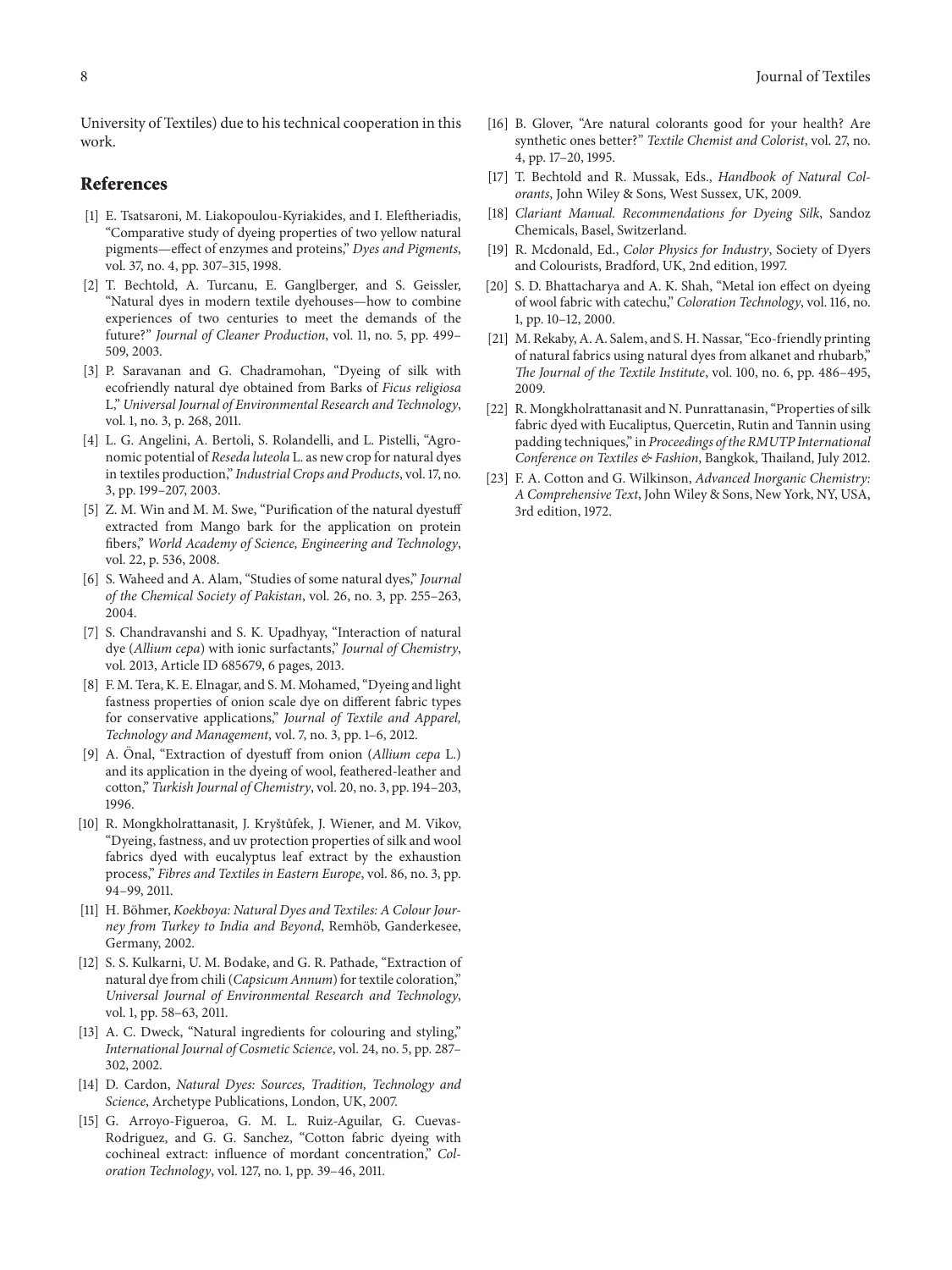University of Textiles) due to his technical cooperation in this work.

## References

[1] E. Tsatsaroni, M. Liakopoulou-Kyriakides, and I. Eleftheriadis, "Comparative study of dyeing properties of two yellow natural pigments—effect of enzymes and proteins," *Dyes and Pigments*, vol. 37, no. 4, pp. 307–315, 1998.

[2] T. Bechtold, A. Turcanu, E. Ganglberger, and S. Geissler, "Natural dyes in modern textile dyehouses—how to combine experiences of two centuries to meet the demands of the future?" *Journal of Cleaner Production*, vol. 11, no. 5, pp. 499–509, 2003.

[3] P. Saravanan and G. Chadramohan, "Dyeing of silk with ecofriendly natural dye obtained from Barks of *Ficus religiosa* L," *Universal Journal of Environmental Research and Technology*, vol. 1, no. 3, p. 268, 2011.

[4] L. G. Angelini, A. Bertoli, S. Rolandelli, and L. Pistelli, "Agronomic potential of *Reseda luteola* L. as new crop for natural dyes in textiles production," *Industrial Crops and Products*, vol. 17, no. 3, pp. 199–207, 2003.

[5] Z. M. Win and M. M. Swe, "Purification of the natural dyestuff extracted from Mango bark for the application on protein fibers," *World Academy of Science, Engineering and Technology*, vol. 22, p. 536, 2008.

[6] S. Waheed and A. Alam, "Studies of some natural dyes," *Journal of the Chemical Society of Pakistan*, vol. 26, no. 3, pp. 255–263, 2004.

[7] S. Chandravanshi and S. K. Upadhyay, "Interaction of natural dye (*Allium cepa*) with ionic surfactants," *Journal of Chemistry*, vol. 2013, Article ID 685679, 6 pages, 2013.

[8] F. M. Tera, K. E. Elnagar, and S. M. Mohamed, "Dyeing and light fastness properties of onion scale dye on different fabric types for conservative applications," *Journal of Textile and Apparel, Technology and Management*, vol. 7, no. 3, pp. 1–6, 2012.

[9] A. Önal, "Extraction of dyestuff from onion (*Allium cepa* L.) and its application in the dyeing of wool, feathered-leather and cotton," *Turkish Journal of Chemistry*, vol. 20, no. 3, pp. 194–203, 1996.

[10] R. Mongkholrattanasit, J. Kryštůfek, J. Wiener, and M. Vikov, "Dyeing, fastness, and uv protection properties of silk and wool fabrics dyed with eucalyptus leaf extract by the exhaustion process," *Fibres and Textiles in Eastern Europe*, vol. 86, no. 3, pp. 94–99, 2011.

[11] H. Böhmer, *Koekboya: Natural Dyes and Textiles: A Colour Journey from Turkey to India and Beyond*, Remhöb, Ganderkesee, Germany, 2002.

[12] S. S. Kulkarni, U. M. Bodake, and G. R. Pathade, "Extraction of natural dye from chili (*Capsicum Annum*) for textile coloration," *Universal Journal of Environmental Research and Technology*, vol. 1, pp. 58–63, 2011.

[13] A. C. Dweck, "Natural ingredients for colouring and styling," *International Journal of Cosmetic Science*, vol. 24, no. 5, pp. 287–302, 2002.

[14] D. Cardon, *Natural Dyes: Sources, Tradition, Technology and Science*, Archetype Publications, London, UK, 2007.

[15] G. Arroyo-Figueroa, G. M. L. Ruiz-Aguilar, G. Cuevas-Rodriguez, and G. G. Sanchez, "Cotton fabric dyeing with cochineal extract: influence of mordant concentration," *Coloration Technology*, vol. 127, no. 1, pp. 39–46, 2011.

[16] B. Glover, "Are natural colorants good for your health? Are synthetic ones better?" *Textile Chemist and Colorist*, vol. 27, no. 4, pp. 17–20, 1995.

[17] T. Bechtold and R. Mussak, Eds., *Handbook of Natural Colorants*, John Wiley & Sons, West Sussex, UK, 2009.

[18] *Clariant Manual. Recommendations for Dyeing Silk*, Sandoz Chemicals, Basel, Switzerland.

[19] R. Mcdonald, Ed., *Color Physics for Industry*, Society of Dyers and Colourists, Bradford, UK, 2nd edition, 1997.

[20] S. D. Bhattacharya and A. K. Shah, "Metal ion effect on dyeing of wool fabric with catechu," *Coloration Technology*, vol. 116, no. 1, pp. 10–12, 2000.

[21] M. Rekaby, A. A. Salem, and S. H. Nassar, "Eco-friendly printing of natural fabrics using natural dyes from alkanet and rhubarb," *The Journal of the Textile Institute*, vol. 100, no. 6, pp. 486–495, 2009.

[22] R. Mongkholrattanasit and N. Punrattanasin, "Properties of silk fabric dyed with Eucaliptus, Quercetin, Rutin and Tannin using padding techniques," in *Proceedings of the RMUTP International Conference on Textiles & Fashion*, Bangkok, Thailand, July 2012.

[23] F. A. Cotton and G. Wilkinson, *Advanced Inorganic Chemistry: A Comprehensive Text*, John Wiley & Sons, New York, NY, USA, 3rd edition, 1972.